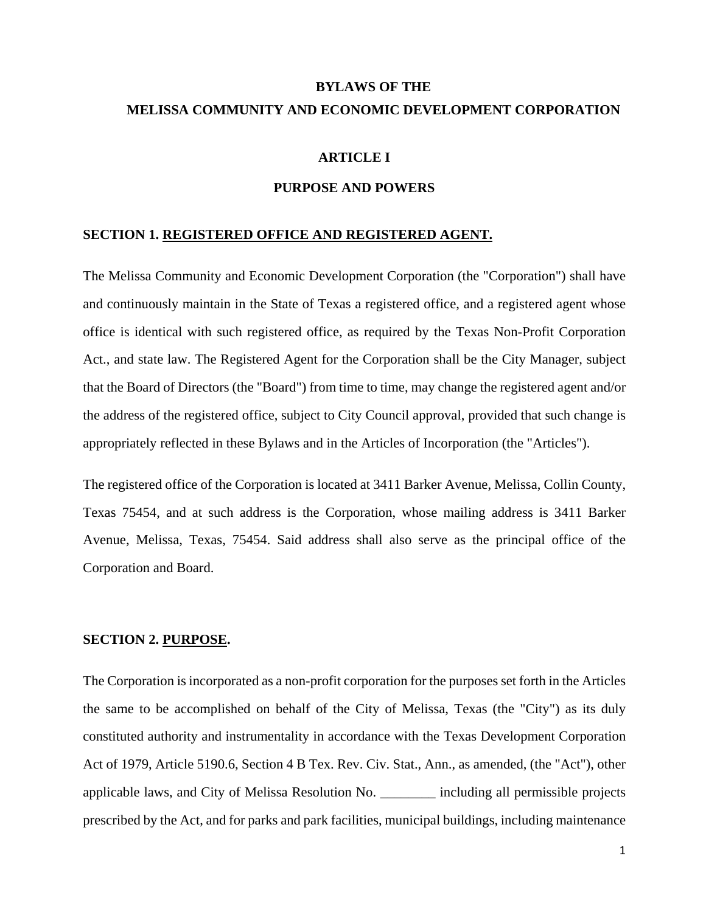# BYLAWS OF THE
# MELISSA COMMUNITY AND ECONOMIC DEVELOPMENT CORPORATION

## ARTICLE I

## PURPOSE AND POWERS

### SECTION 1. REGISTERED OFFICE AND REGISTERED AGENT.

The Melissa Community and Economic Development Corporation (the "Corporation") shall have and continuously maintain in the State of Texas a registered office, and a registered agent whose office is identical with such registered office, as required by the Texas Non-Profit Corporation Act., and state law. The Registered Agent for the Corporation shall be the City Manager, subject that the Board of Directors (the "Board") from time to time, may change the registered agent and/or the address of the registered office, subject to City Council approval, provided that such change is appropriately reflected in these Bylaws and in the Articles of Incorporation (the "Articles").

The registered office of the Corporation is located at 3411 Barker Avenue, Melissa, Collin County, Texas 75454, and at such address is the Corporation, whose mailing address is 3411 Barker Avenue, Melissa, Texas, 75454. Said address shall also serve as the principal office of the Corporation and Board.

### SECTION 2. PURPOSE.

The Corporation is incorporated as a non-profit corporation for the purposes set forth in the Articles the same to be accomplished on behalf of the City of Melissa, Texas (the "City") as its duly constituted authority and instrumentality in accordance with the Texas Development Corporation Act of 1979, Article 5190.6, Section 4 B Tex. Rev. Civ. Stat., Ann., as amended, (the "Act"), other applicable laws, and City of Melissa Resolution No. ________ including all permissible projects prescribed by the Act, and for parks and park facilities, municipal buildings, including maintenance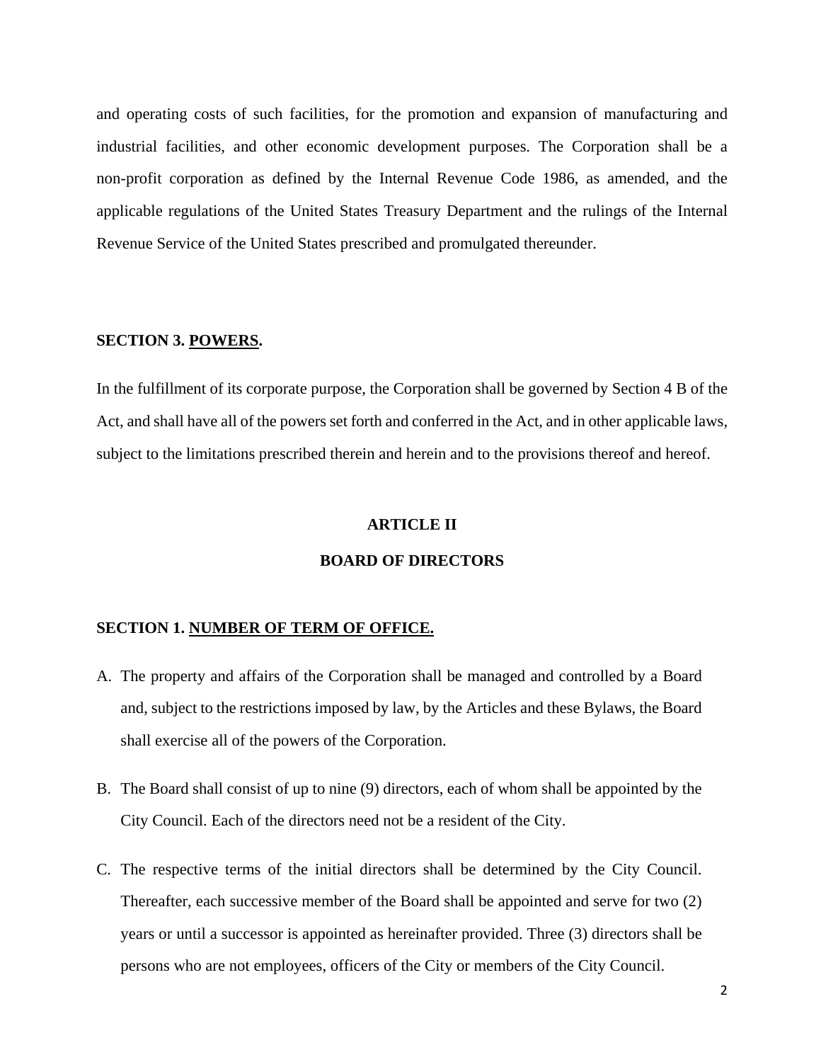and operating costs of such facilities, for the promotion and expansion of manufacturing and industrial facilities, and other economic development purposes. The Corporation shall be a non-profit corporation as defined by the Internal Revenue Code 1986, as amended, and the applicable regulations of the United States Treasury Department and the rulings of the Internal Revenue Service of the United States prescribed and promulgated thereunder.

**SECTION 3. POWERS.**

In the fulfillment of its corporate purpose, the Corporation shall be governed by Section 4 B of the Act, and shall have all of the powers set forth and conferred in the Act, and in other applicable laws, subject to the limitations prescribed therein and herein and to the provisions thereof and hereof.

## ARTICLE II

## BOARD OF DIRECTORS

**SECTION 1. NUMBER OF TERM OF OFFICE.**

A. The property and affairs of the Corporation shall be managed and controlled by a Board and, subject to the restrictions imposed by law, by the Articles and these Bylaws, the Board shall exercise all of the powers of the Corporation.

B. The Board shall consist of up to nine (9) directors, each of whom shall be appointed by the City Council. Each of the directors need not be a resident of the City.

C. The respective terms of the initial directors shall be determined by the City Council. Thereafter, each successive member of the Board shall be appointed and serve for two (2) years or until a successor is appointed as hereinafter provided. Three (3) directors shall be persons who are not employees, officers of the City or members of the City Council.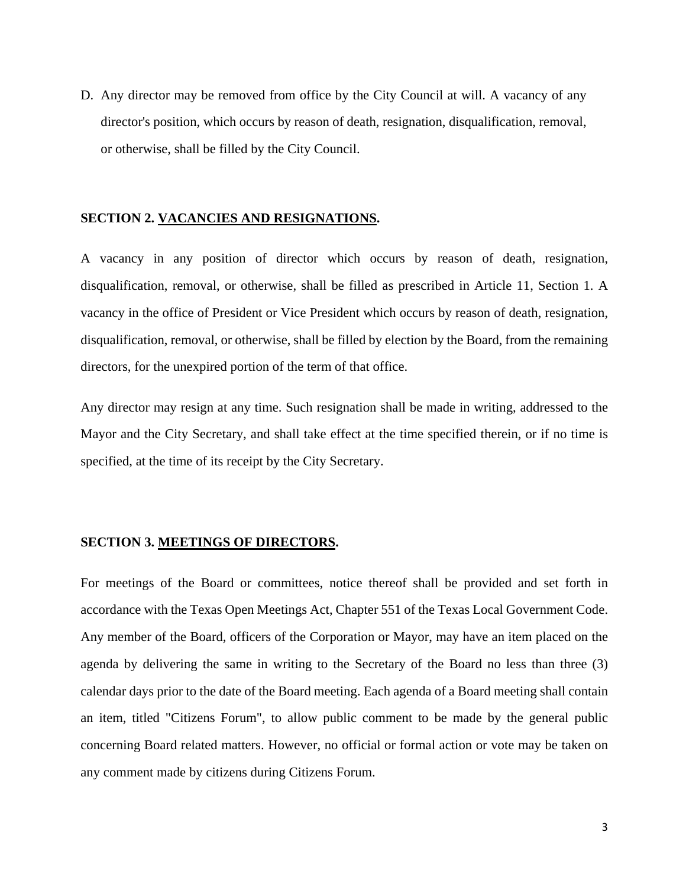D. Any director may be removed from office by the City Council at will. A vacancy of any director's position, which occurs by reason of death, resignation, disqualification, removal, or otherwise, shall be filled by the City Council.

**SECTION 2. VACANCIES AND RESIGNATIONS.**

A vacancy in any position of director which occurs by reason of death, resignation, disqualification, removal, or otherwise, shall be filled as prescribed in Article 11, Section 1. A vacancy in the office of President or Vice President which occurs by reason of death, resignation, disqualification, removal, or otherwise, shall be filled by election by the Board, from the remaining directors, for the unexpired portion of the term of that office.

Any director may resign at any time. Such resignation shall be made in writing, addressed to the Mayor and the City Secretary, and shall take effect at the time specified therein, or if no time is specified, at the time of its receipt by the City Secretary.

**SECTION 3. MEETINGS OF DIRECTORS.**

For meetings of the Board or committees, notice thereof shall be provided and set forth in accordance with the Texas Open Meetings Act, Chapter 551 of the Texas Local Government Code. Any member of the Board, officers of the Corporation or Mayor, may have an item placed on the agenda by delivering the same in writing to the Secretary of the Board no less than three (3) calendar days prior to the date of the Board meeting. Each agenda of a Board meeting shall contain an item, titled "Citizens Forum", to allow public comment to be made by the general public concerning Board related matters. However, no official or formal action or vote may be taken on any comment made by citizens during Citizens Forum.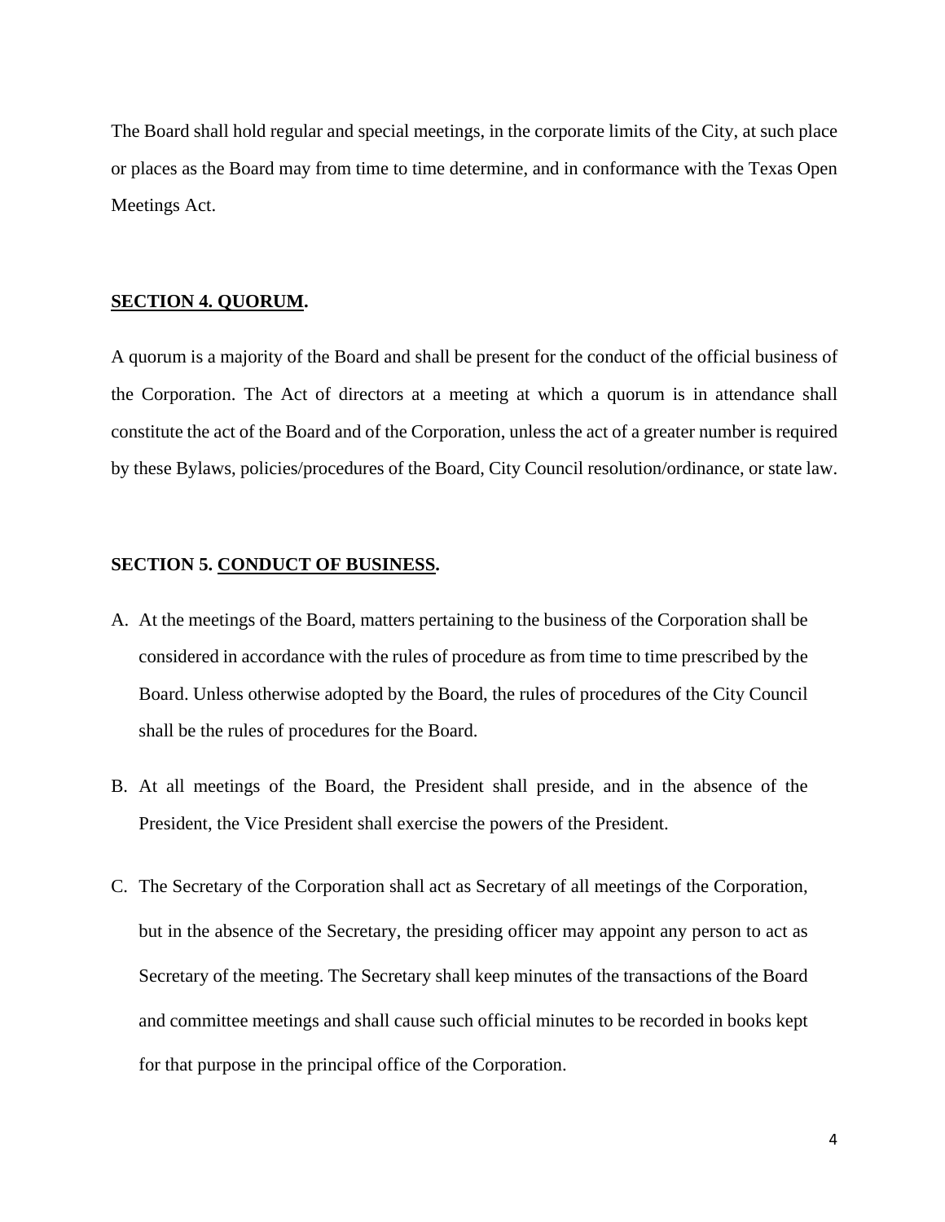The Board shall hold regular and special meetings, in the corporate limits of the City, at such place or places as the Board may from time to time determine, and in conformance with the Texas Open Meetings Act.

**SECTION 4. QUORUM.**

A quorum is a majority of the Board and shall be present for the conduct of the official business of the Corporation. The Act of directors at a meeting at which a quorum is in attendance shall constitute the act of the Board and of the Corporation, unless the act of a greater number is required by these Bylaws, policies/procedures of the Board, City Council resolution/ordinance, or state law.

**SECTION 5. CONDUCT OF BUSINESS.**

A. At the meetings of the Board, matters pertaining to the business of the Corporation shall be considered in accordance with the rules of procedure as from time to time prescribed by the Board. Unless otherwise adopted by the Board, the rules of procedures of the City Council shall be the rules of procedures for the Board.

B. At all meetings of the Board, the President shall preside, and in the absence of the President, the Vice President shall exercise the powers of the President.

C. The Secretary of the Corporation shall act as Secretary of all meetings of the Corporation, but in the absence of the Secretary, the presiding officer may appoint any person to act as Secretary of the meeting. The Secretary shall keep minutes of the transactions of the Board and committee meetings and shall cause such official minutes to be recorded in books kept for that purpose in the principal office of the Corporation.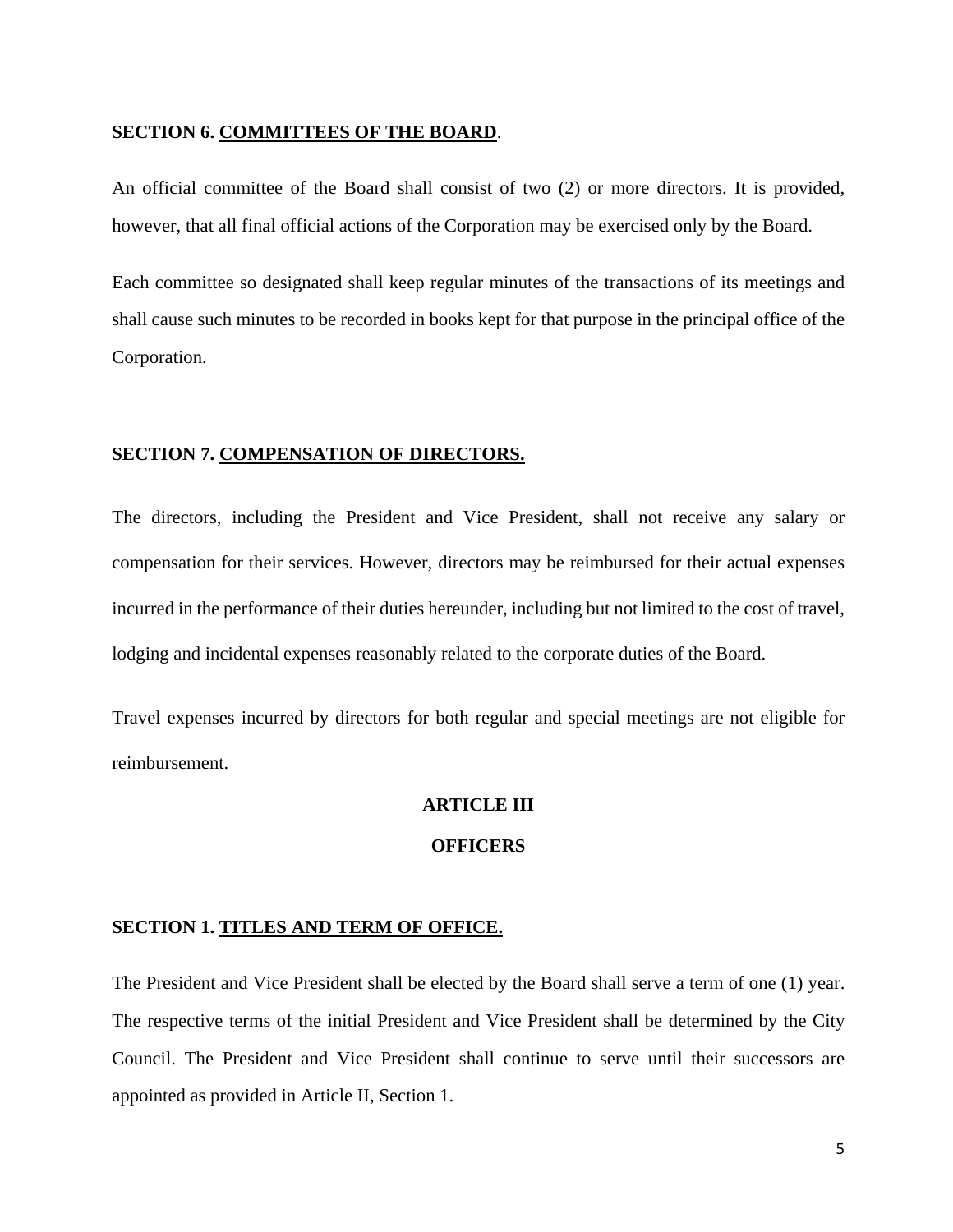**SECTION 6. COMMITTEES OF THE BOARD**.

An official committee of the Board shall consist of two (2) or more directors. It is provided, however, that all final official actions of the Corporation may be exercised only by the Board.

Each committee so designated shall keep regular minutes of the transactions of its meetings and shall cause such minutes to be recorded in books kept for that purpose in the principal office of the Corporation.

**SECTION 7. COMPENSATION OF DIRECTORS.**

The directors, including the President and Vice President, shall not receive any salary or compensation for their services. However, directors may be reimbursed for their actual expenses incurred in the performance of their duties hereunder, including but not limited to the cost of travel, lodging and incidental expenses reasonably related to the corporate duties of the Board.

Travel expenses incurred by directors for both regular and special meetings are not eligible for reimbursement.

## ARTICLE III

## OFFICERS

**SECTION 1. TITLES AND TERM OF OFFICE.**

The President and Vice President shall be elected by the Board shall serve a term of one (1) year. The respective terms of the initial President and Vice President shall be determined by the City Council. The President and Vice President shall continue to serve until their successors are appointed as provided in Article II, Section 1.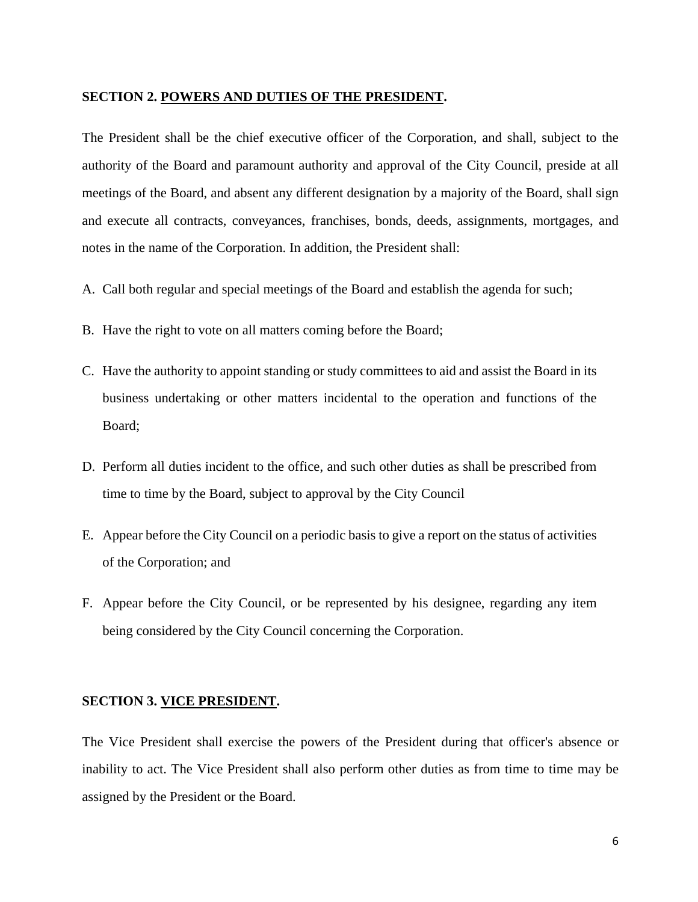**SECTION 2. POWERS AND DUTIES OF THE PRESIDENT.**

The President shall be the chief executive officer of the Corporation, and shall, subject to the authority of the Board and paramount authority and approval of the City Council, preside at all meetings of the Board, and absent any different designation by a majority of the Board, shall sign and execute all contracts, conveyances, franchises, bonds, deeds, assignments, mortgages, and notes in the name of the Corporation. In addition, the President shall:

A. Call both regular and special meetings of the Board and establish the agenda for such;

B. Have the right to vote on all matters coming before the Board;

C. Have the authority to appoint standing or study committees to aid and assist the Board in its business undertaking or other matters incidental to the operation and functions of the Board;

D. Perform all duties incident to the office, and such other duties as shall be prescribed from time to time by the Board, subject to approval by the City Council

E. Appear before the City Council on a periodic basis to give a report on the status of activities of the Corporation; and

F. Appear before the City Council, or be represented by his designee, regarding any item being considered by the City Council concerning the Corporation.

**SECTION 3. VICE PRESIDENT.**

The Vice President shall exercise the powers of the President during that officer's absence or inability to act. The Vice President shall also perform other duties as from time to time may be assigned by the President or the Board.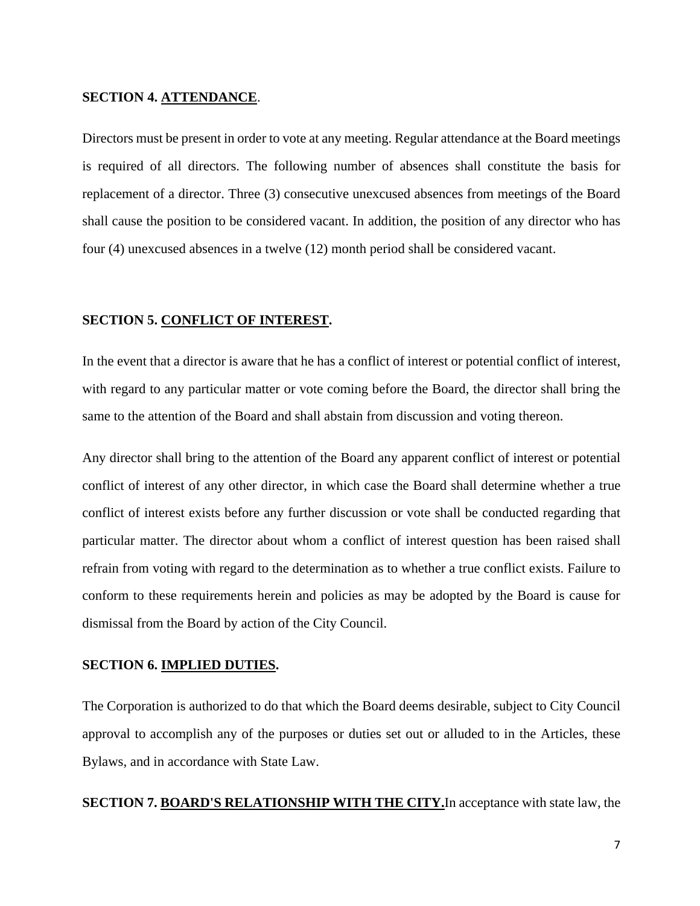**SECTION 4. <u>ATTENDANCE</u>**.

Directors must be present in order to vote at any meeting. Regular attendance at the Board meetings is required of all directors. The following number of absences shall constitute the basis for replacement of a director. Three (3) consecutive unexcused absences from meetings of the Board shall cause the position to be considered vacant. In addition, the position of any director who has four (4) unexcused absences in a twelve (12) month period shall be considered vacant.

**SECTION 5. <u>CONFLICT OF INTEREST</u>.**

In the event that a director is aware that he has a conflict of interest or potential conflict of interest, with regard to any particular matter or vote coming before the Board, the director shall bring the same to the attention of the Board and shall abstain from discussion and voting thereon.

Any director shall bring to the attention of the Board any apparent conflict of interest or potential conflict of interest of any other director, in which case the Board shall determine whether a true conflict of interest exists before any further discussion or vote shall be conducted regarding that particular matter. The director about whom a conflict of interest question has been raised shall refrain from voting with regard to the determination as to whether a true conflict exists. Failure to conform to these requirements herein and policies as may be adopted by the Board is cause for dismissal from the Board by action of the City Council.

**SECTION 6. <u>IMPLIED DUTIES</u>.**

The Corporation is authorized to do that which the Board deems desirable, subject to City Council approval to accomplish any of the purposes or duties set out or alluded to in the Articles, these Bylaws, and in accordance with State Law.

**SECTION 7. <u>BOARD'S RELATIONSHIP WITH THE CITY</u>.**In acceptance with state law, the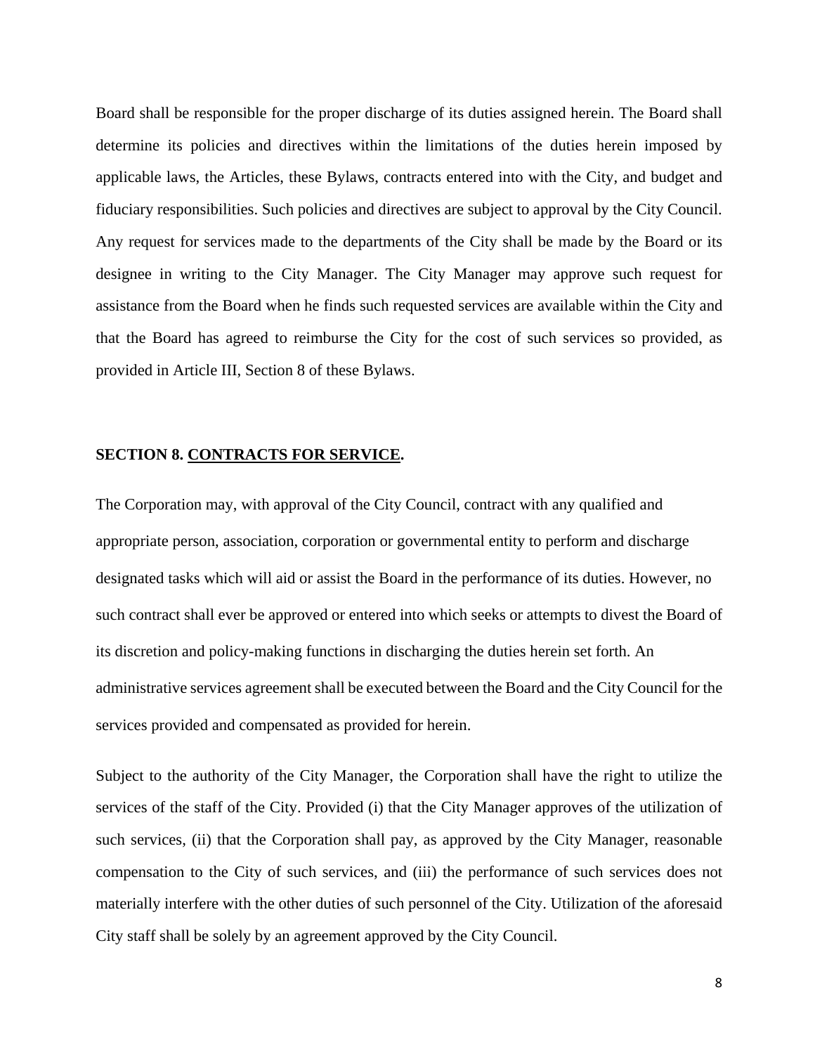Board shall be responsible for the proper discharge of its duties assigned herein. The Board shall determine its policies and directives within the limitations of the duties herein imposed by applicable laws, the Articles, these Bylaws, contracts entered into with the City, and budget and fiduciary responsibilities. Such policies and directives are subject to approval by the City Council. Any request for services made to the departments of the City shall be made by the Board or its designee in writing to the City Manager. The City Manager may approve such request for assistance from the Board when he finds such requested services are available within the City and that the Board has agreed to reimburse the City for the cost of such services so provided, as provided in Article III, Section 8 of these Bylaws.

**SECTION 8. <u>CONTRACTS FOR SERVICE</u>.**

The Corporation may, with approval of the City Council, contract with any qualified and appropriate person, association, corporation or governmental entity to perform and discharge designated tasks which will aid or assist the Board in the performance of its duties. However, no such contract shall ever be approved or entered into which seeks or attempts to divest the Board of its discretion and policy-making functions in discharging the duties herein set forth. An administrative services agreement shall be executed between the Board and the City Council for the services provided and compensated as provided for herein.

Subject to the authority of the City Manager, the Corporation shall have the right to utilize the services of the staff of the City. Provided (i) that the City Manager approves of the utilization of such services, (ii) that the Corporation shall pay, as approved by the City Manager, reasonable compensation to the City of such services, and (iii) the performance of such services does not materially interfere with the other duties of such personnel of the City. Utilization of the aforesaid City staff shall be solely by an agreement approved by the City Council.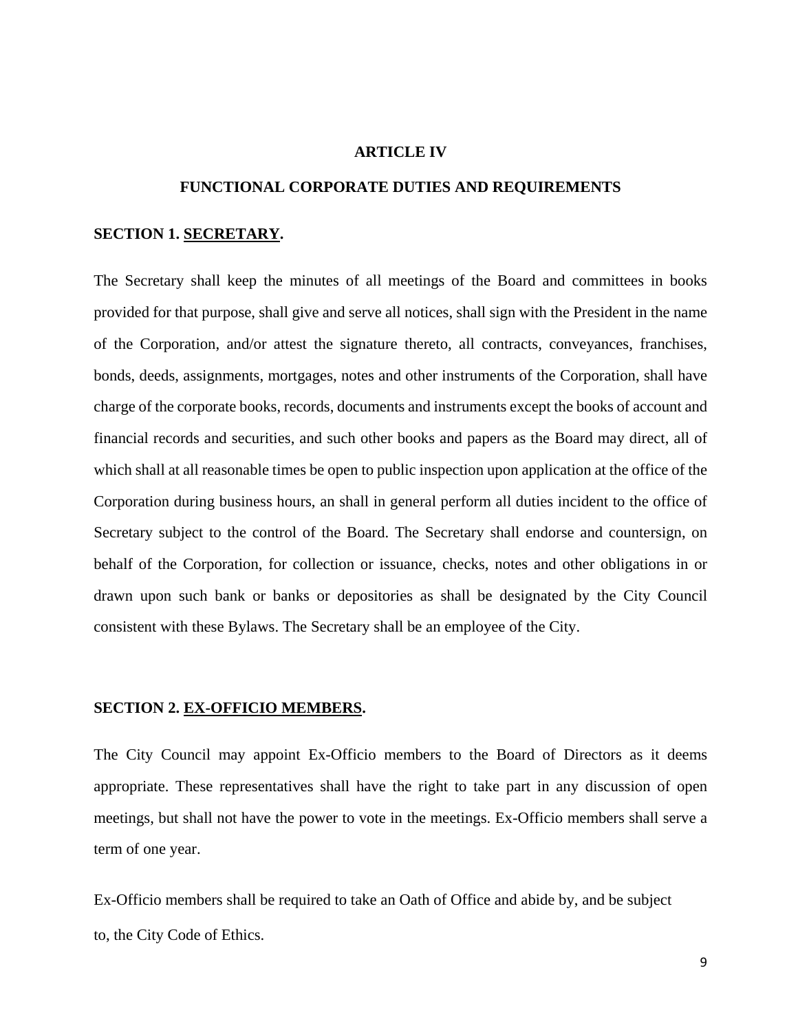## ARTICLE IV

## FUNCTIONAL CORPORATE DUTIES AND REQUIREMENTS

**SECTION 1. SECRETARY.**

The Secretary shall keep the minutes of all meetings of the Board and committees in books provided for that purpose, shall give and serve all notices, shall sign with the President in the name of the Corporation, and/or attest the signature thereto, all contracts, conveyances, franchises, bonds, deeds, assignments, mortgages, notes and other instruments of the Corporation, shall have charge of the corporate books, records, documents and instruments except the books of account and financial records and securities, and such other books and papers as the Board may direct, all of which shall at all reasonable times be open to public inspection upon application at the office of the Corporation during business hours, an shall in general perform all duties incident to the office of Secretary subject to the control of the Board. The Secretary shall endorse and countersign, on behalf of the Corporation, for collection or issuance, checks, notes and other obligations in or drawn upon such bank or banks or depositories as shall be designated by the City Council consistent with these Bylaws. The Secretary shall be an employee of the City.

**SECTION 2. EX-OFFICIO MEMBERS.**

The City Council may appoint Ex-Officio members to the Board of Directors as it deems appropriate. These representatives shall have the right to take part in any discussion of open meetings, but shall not have the power to vote in the meetings. Ex-Officio members shall serve a term of one year.

Ex-Officio members shall be required to take an Oath of Office and abide by, and be subject to, the City Code of Ethics.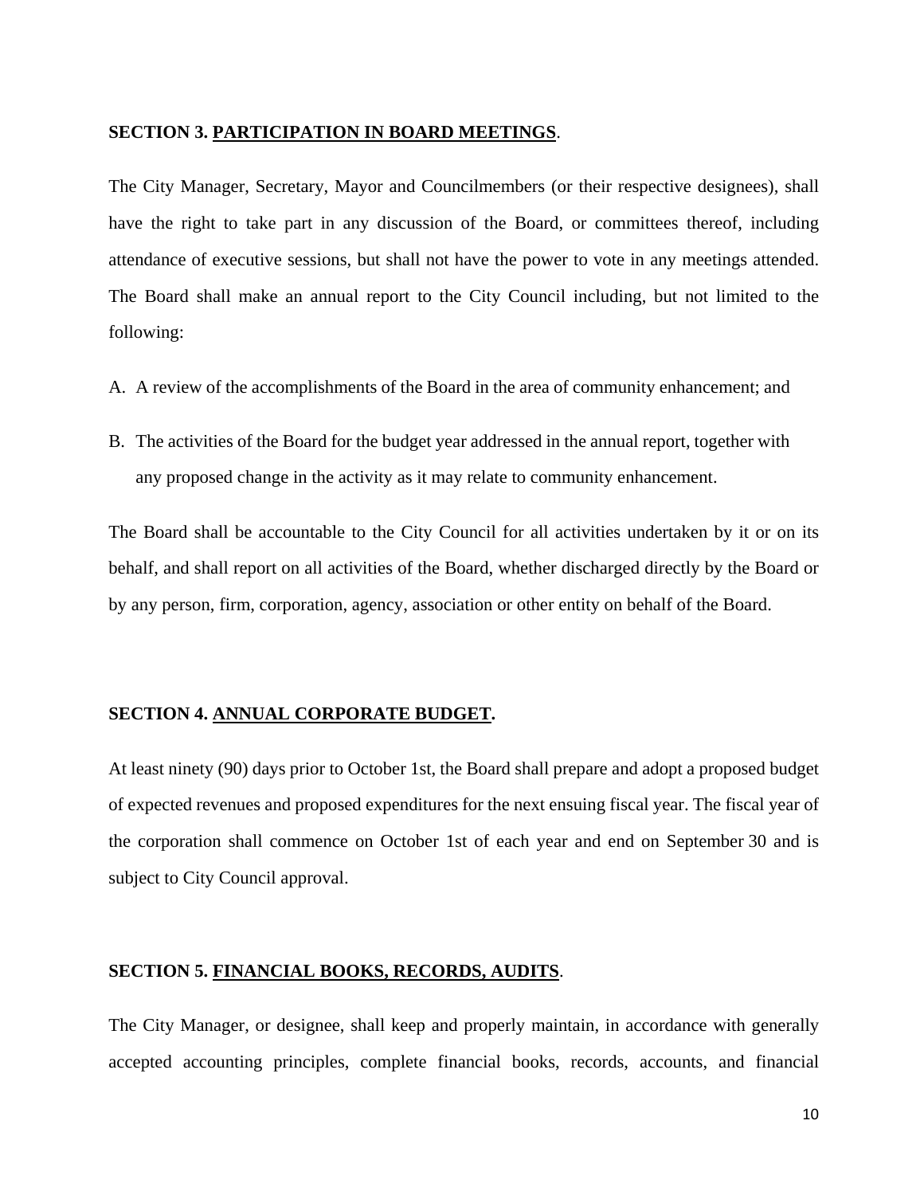**SECTION 3. <u>PARTICIPATION IN BOARD MEETINGS</u>**.

The City Manager, Secretary, Mayor and Councilmembers (or their respective designees), shall have the right to take part in any discussion of the Board, or committees thereof, including attendance of executive sessions, but shall not have the power to vote in any meetings attended. The Board shall make an annual report to the City Council including, but not limited to the following:

A. A review of the accomplishments of the Board in the area of community enhancement; and

B. The activities of the Board for the budget year addressed in the annual report, together with any proposed change in the activity as it may relate to community enhancement.

The Board shall be accountable to the City Council for all activities undertaken by it or on its behalf, and shall report on all activities of the Board, whether discharged directly by the Board or by any person, firm, corporation, agency, association or other entity on behalf of the Board.

**SECTION 4. <u>ANNUAL CORPORATE BUDGET</u>.**

At least ninety (90) days prior to October 1st, the Board shall prepare and adopt a proposed budget of expected revenues and proposed expenditures for the next ensuing fiscal year. The fiscal year of the corporation shall commence on October 1st of each year and end on September 30 and is subject to City Council approval.

**SECTION 5. <u>FINANCIAL BOOKS, RECORDS, AUDITS</u>**.

The City Manager, or designee, shall keep and properly maintain, in accordance with generally accepted accounting principles, complete financial books, records, accounts, and financial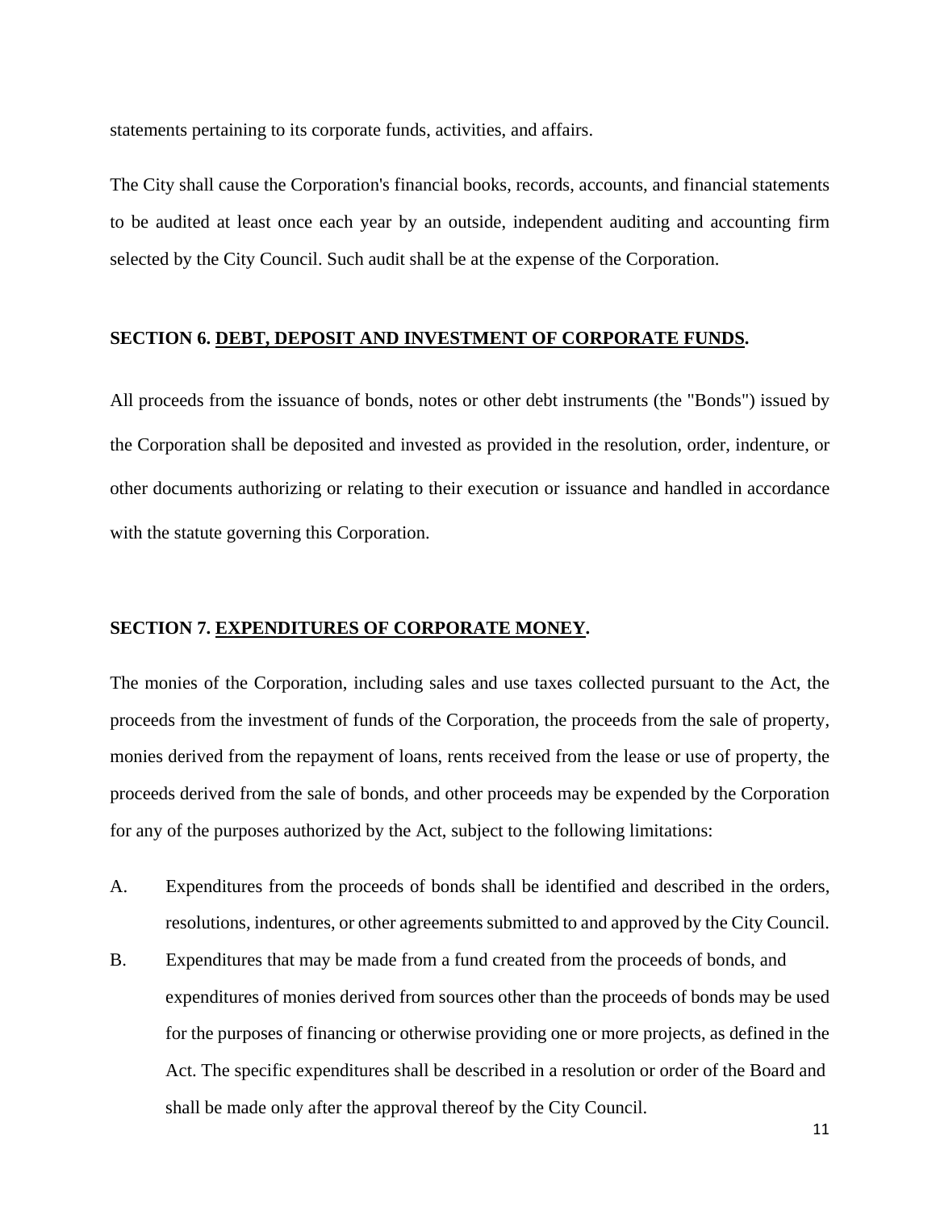statements pertaining to its corporate funds, activities, and affairs.

The City shall cause the Corporation's financial books, records, accounts, and financial statements to be audited at least once each year by an outside, independent auditing and accounting firm selected by the City Council. Such audit shall be at the expense of the Corporation.

## SECTION 6. DEBT, DEPOSIT AND INVESTMENT OF CORPORATE FUNDS.

All proceeds from the issuance of bonds, notes or other debt instruments (the "Bonds") issued by the Corporation shall be deposited and invested as provided in the resolution, order, indenture, or other documents authorizing or relating to their execution or issuance and handled in accordance with the statute governing this Corporation.

## SECTION 7. EXPENDITURES OF CORPORATE MONEY.

The monies of the Corporation, including sales and use taxes collected pursuant to the Act, the proceeds from the investment of funds of the Corporation, the proceeds from the sale of property, monies derived from the repayment of loans, rents received from the lease or use of property, the proceeds derived from the sale of bonds, and other proceeds may be expended by the Corporation for any of the purposes authorized by the Act, subject to the following limitations:

A. Expenditures from the proceeds of bonds shall be identified and described in the orders, resolutions, indentures, or other agreements submitted to and approved by the City Council.

B. Expenditures that may be made from a fund created from the proceeds of bonds, and expenditures of monies derived from sources other than the proceeds of bonds may be used for the purposes of financing or otherwise providing one or more projects, as defined in the Act. The specific expenditures shall be described in a resolution or order of the Board and shall be made only after the approval thereof by the City Council.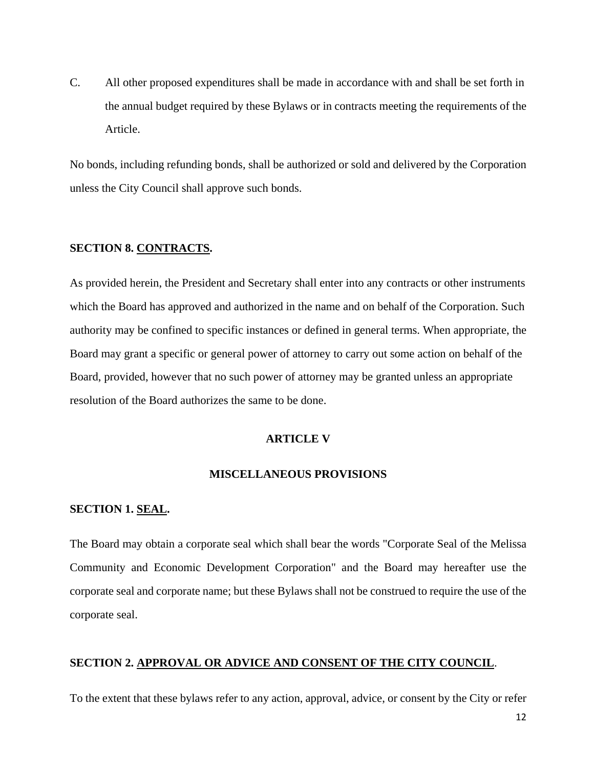C. All other proposed expenditures shall be made in accordance with and shall be set forth in the annual budget required by these Bylaws or in contracts meeting the requirements of the Article.

No bonds, including refunding bonds, shall be authorized or sold and delivered by the Corporation unless the City Council shall approve such bonds.

**SECTION 8. <u>CONTRACTS</u>.**

As provided herein, the President and Secretary shall enter into any contracts or other instruments which the Board has approved and authorized in the name and on behalf of the Corporation. Such authority may be confined to specific instances or defined in general terms. When appropriate, the Board may grant a specific or general power of attorney to carry out some action on behalf of the Board, provided, however that no such power of attorney may be granted unless an appropriate resolution of the Board authorizes the same to be done.

## ARTICLE V

## MISCELLANEOUS PROVISIONS

**SECTION 1. <u>SEAL</u>.**

The Board may obtain a corporate seal which shall bear the words "Corporate Seal of the Melissa Community and Economic Development Corporation" and the Board may hereafter use the corporate seal and corporate name; but these Bylaws shall not be construed to require the use of the corporate seal.

**SECTION 2. <u>APPROVAL OR ADVICE AND CONSENT OF THE CITY COUNCIL</u>.**

To the extent that these bylaws refer to any action, approval, advice, or consent by the City or refer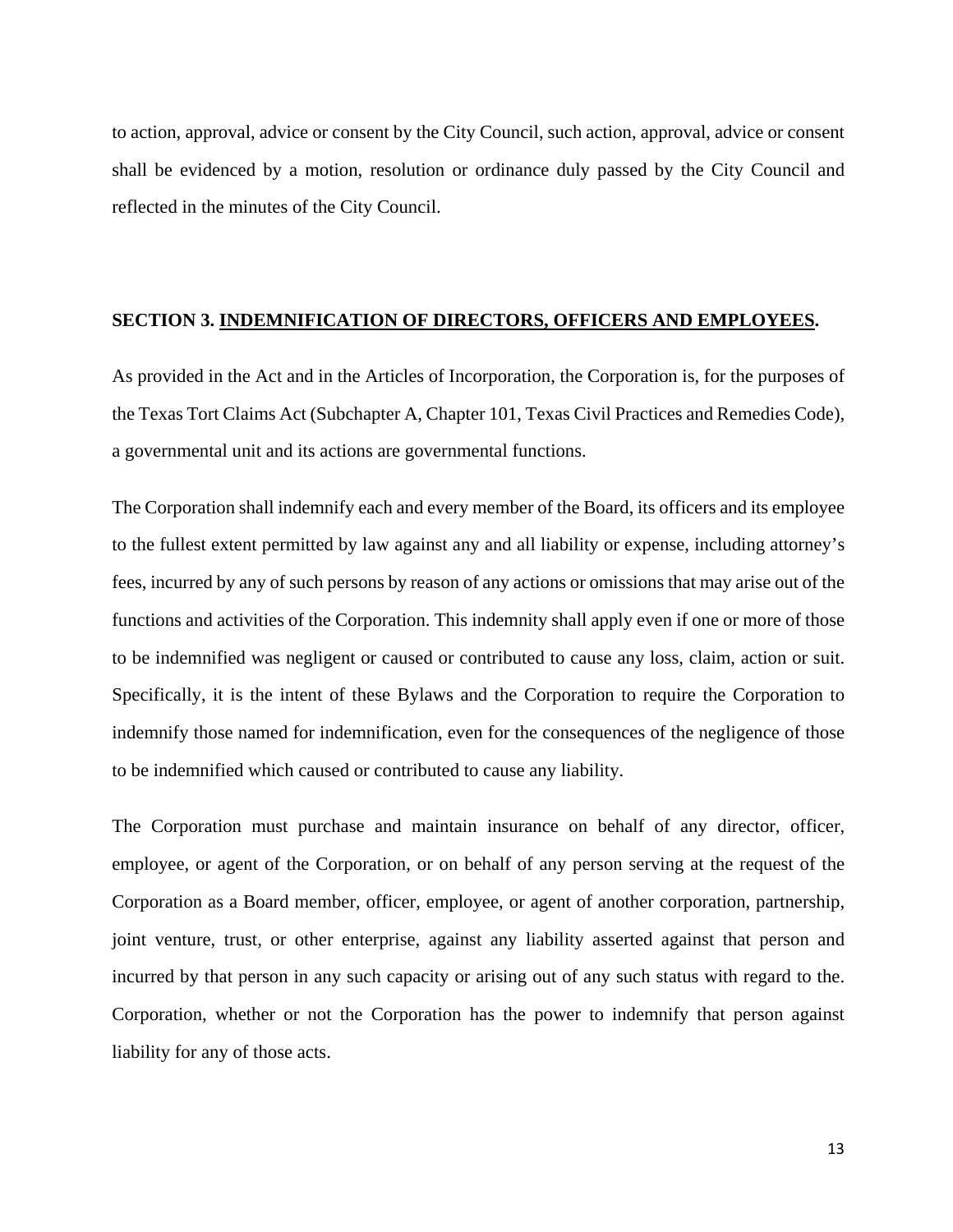to action, approval, advice or consent by the City Council, such action, approval, advice or consent shall be evidenced by a motion, resolution or ordinance duly passed by the City Council and reflected in the minutes of the City Council.

**SECTION 3. <u>INDEMNIFICATION OF DIRECTORS, OFFICERS AND EMPLOYEES</u>.**

As provided in the Act and in the Articles of Incorporation, the Corporation is, for the purposes of the Texas Tort Claims Act (Subchapter A, Chapter 101, Texas Civil Practices and Remedies Code), a governmental unit and its actions are governmental functions.

The Corporation shall indemnify each and every member of the Board, its officers and its employee to the fullest extent permitted by law against any and all liability or expense, including attorney's fees, incurred by any of such persons by reason of any actions or omissions that may arise out of the functions and activities of the Corporation. This indemnity shall apply even if one or more of those to be indemnified was negligent or caused or contributed to cause any loss, claim, action or suit. Specifically, it is the intent of these Bylaws and the Corporation to require the Corporation to indemnify those named for indemnification, even for the consequences of the negligence of those to be indemnified which caused or contributed to cause any liability.

The Corporation must purchase and maintain insurance on behalf of any director, officer, employee, or agent of the Corporation, or on behalf of any person serving at the request of the Corporation as a Board member, officer, employee, or agent of another corporation, partnership, joint venture, trust, or other enterprise, against any liability asserted against that person and incurred by that person in any such capacity or arising out of any such status with regard to the. Corporation, whether or not the Corporation has the power to indemnify that person against liability for any of those acts.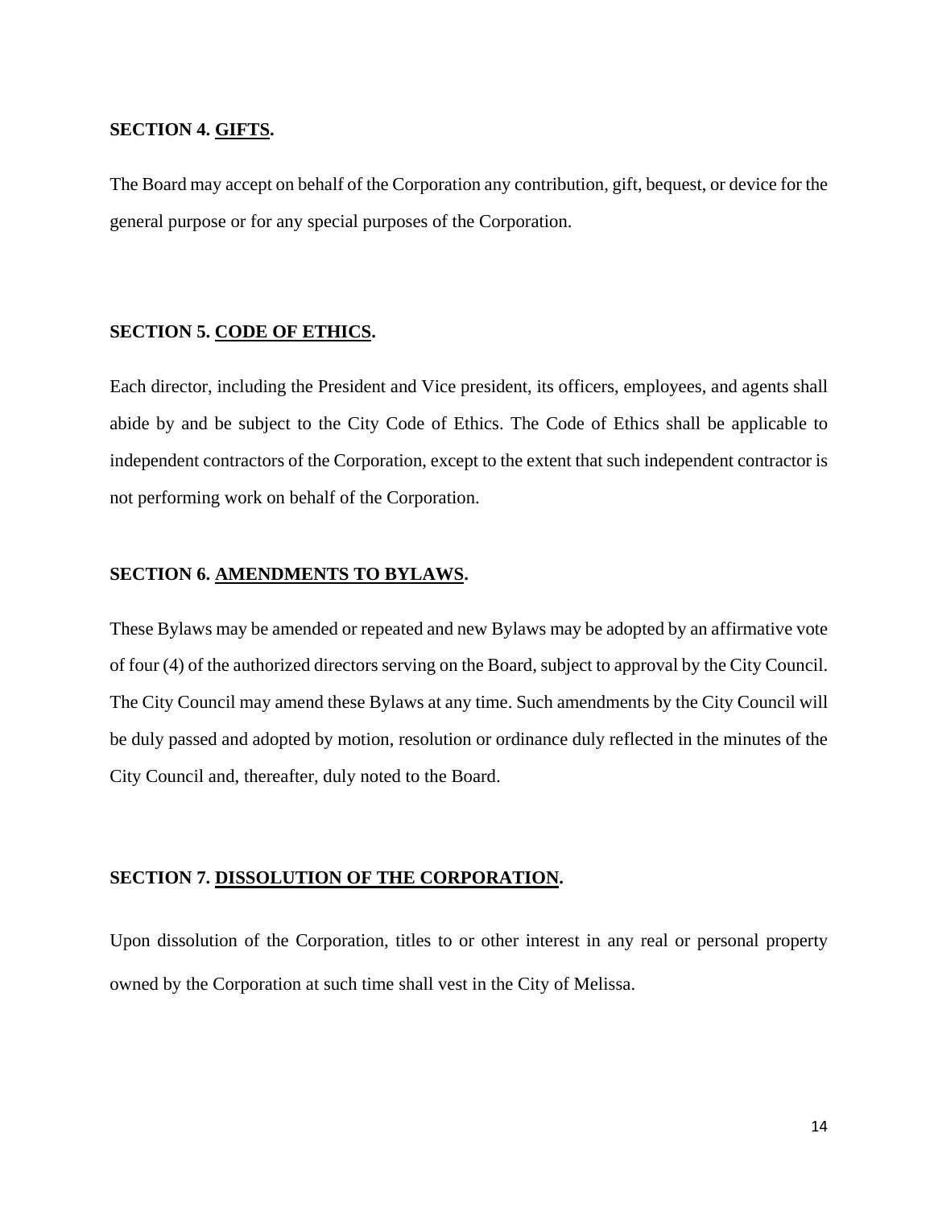**SECTION 4. GIFTS.**

The Board may accept on behalf of the Corporation any contribution, gift, bequest, or device for the general purpose or for any special purposes of the Corporation.

**SECTION 5. CODE OF ETHICS.**

Each director, including the President and Vice president, its officers, employees, and agents shall abide by and be subject to the City Code of Ethics. The Code of Ethics shall be applicable to independent contractors of the Corporation, except to the extent that such independent contractor is not performing work on behalf of the Corporation.

**SECTION 6. AMENDMENTS TO BYLAWS.**

These Bylaws may be amended or repeated and new Bylaws may be adopted by an affirmative vote of four (4) of the authorized directors serving on the Board, subject to approval by the City Council. The City Council may amend these Bylaws at any time. Such amendments by the City Council will be duly passed and adopted by motion, resolution or ordinance duly reflected in the minutes of the City Council and, thereafter, duly noted to the Board.

**SECTION 7. DISSOLUTION OF THE CORPORATION.**

Upon dissolution of the Corporation, titles to or other interest in any real or personal property owned by the Corporation at such time shall vest in the City of Melissa.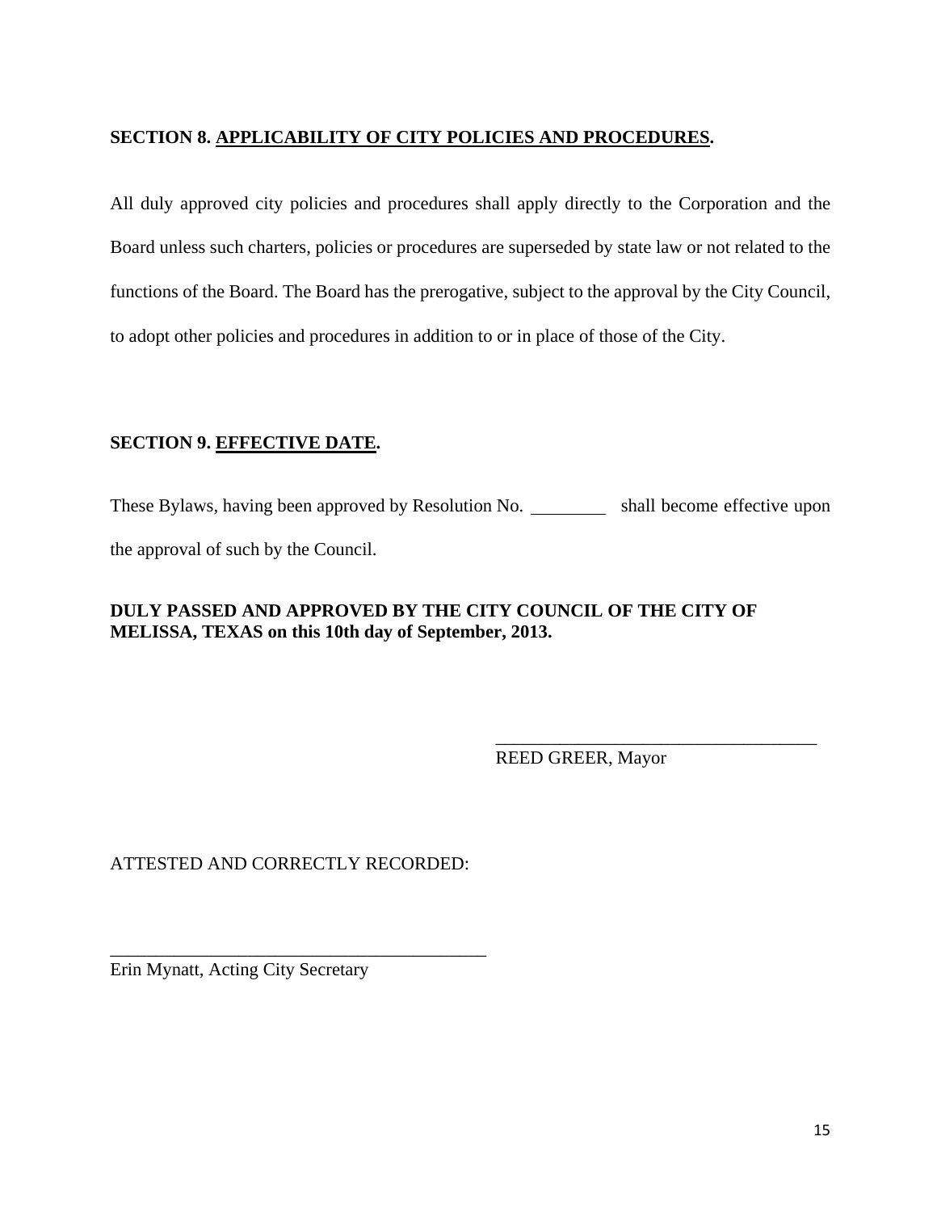**SECTION 8. <u>APPLICABILITY OF CITY POLICIES AND PROCEDURES</u>.**

All duly approved city policies and procedures shall apply directly to the Corporation and the Board unless such charters, policies or procedures are superseded by state law or not related to the functions of the Board. The Board has the prerogative, subject to the approval by the City Council, to adopt other policies and procedures in addition to or in place of those of the City.

**SECTION 9. <u>EFFECTIVE DATE</u>.**

These Bylaws, having been approved by Resolution No. ________ shall become effective upon the approval of such by the Council.

**DULY PASSED AND APPROVED BY THE CITY COUNCIL OF THE CITY OF MELISSA, TEXAS on this 10th day of September, 2013.**

____________________________________
REED GREER, Mayor

ATTESTED AND CORRECTLY RECORDED:

__________________________________________
Erin Mynatt, Acting City Secretary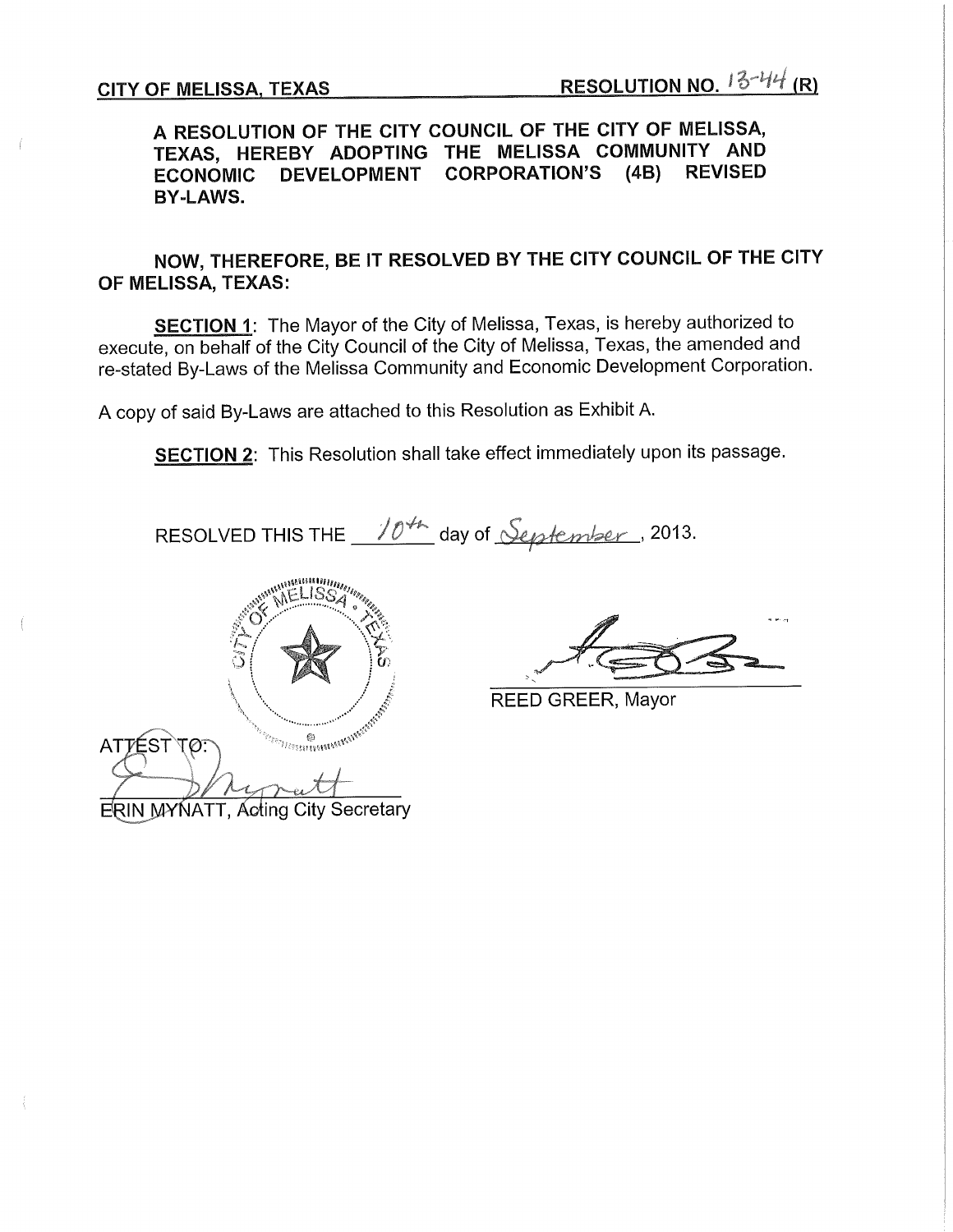**CITY OF MELISSA, TEXAS** **RESOLUTION NO. 13-44 (R)**

**A RESOLUTION OF THE CITY COUNCIL OF THE CITY OF MELISSA, TEXAS, HEREBY ADOPTING THE MELISSA COMMUNITY AND ECONOMIC DEVELOPMENT CORPORATION'S (4B) REVISED BY-LAWS.**

**NOW, THEREFORE, BE IT RESOLVED BY THE CITY COUNCIL OF THE CITY OF MELISSA, TEXAS:**

**SECTION 1**: The Mayor of the City of Melissa, Texas, is hereby authorized to execute, on behalf of the City Council of the City of Melissa, Texas, the amended and re-stated By-Laws of the Melissa Community and Economic Development Corporation.

A copy of said By-Laws are attached to this Resolution as Exhibit A.

**SECTION 2**: This Resolution shall take effect immediately upon its passage.

RESOLVED THIS THE 10th day of September, 2013.

REED GREER, Mayor

ATTEST TO:

ERIN MYNATT, Acting City Secretary